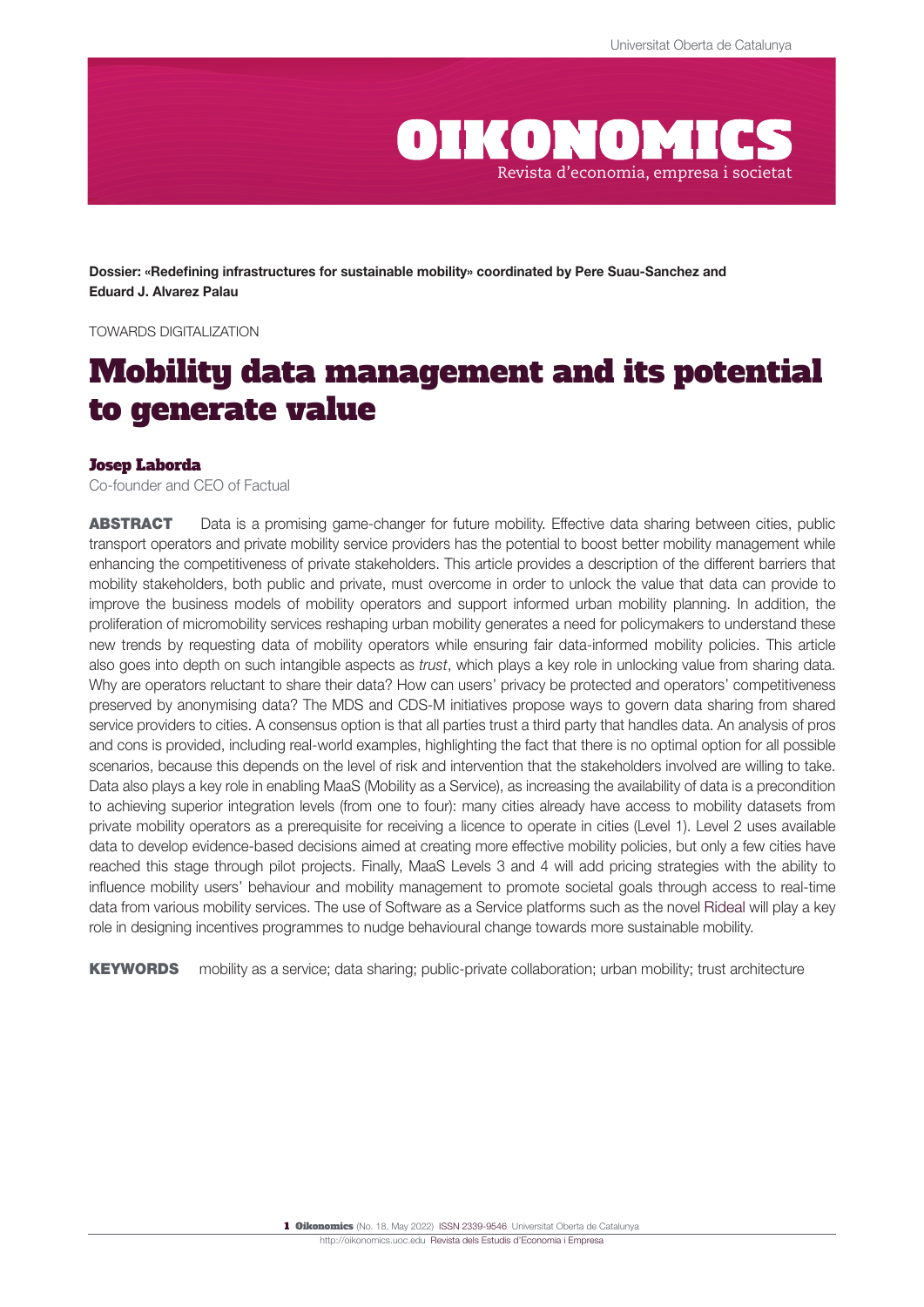Dossier: «Redefining infrastructures for sustainable mobility» coordinated by Pere Suau-Sanchez and Eduard J. Alvarez Palau

TOWARDS DIGITALIZATION

# Mobility data management and its potential to generate value

**Josep Laborda**
Co-founder and CEO of Factual

**ABSTRACT** Data is a promising game-changer for future mobility. Effective data sharing between cities, public transport operators and private mobility service providers has the potential to boost better mobility management while enhancing the competitiveness of private stakeholders. This article provides a description of the different barriers that mobility stakeholders, both public and private, must overcome in order to unlock the value that data can provide to improve the business models of mobility operators and support informed urban mobility planning. In addition, the proliferation of micromobility services reshaping urban mobility generates a need for policymakers to understand these new trends by requesting data of mobility operators while ensuring fair data-informed mobility policies. This article also goes into depth on such intangible aspects as *trust*, which plays a key role in unlocking value from sharing data. Why are operators reluctant to share their data? How can users' privacy be protected and operators' competitiveness preserved by anonymising data? The MDS and CDS-M initiatives propose ways to govern data sharing from shared service providers to cities. A consensus option is that all parties trust a third party that handles data. An analysis of pros and cons is provided, including real-world examples, highlighting the fact that there is no optimal option for all possible scenarios, because this depends on the level of risk and intervention that the stakeholders involved are willing to take. Data also plays a key role in enabling MaaS (Mobility as a Service), as increasing the availability of data is a precondition to achieving superior integration levels (from one to four): many cities already have access to mobility datasets from private mobility operators as a prerequisite for receiving a licence to operate in cities (Level 1). Level 2 uses available data to develop evidence-based decisions aimed at creating more effective mobility policies, but only a few cities have reached this stage through pilot projects. Finally, MaaS Levels 3 and 4 will add pricing strategies with the ability to influence mobility users' behaviour and mobility management to promote societal goals through access to real-time data from various mobility services. The use of Software as a Service platforms such as the novel Rideal will play a key role in designing incentives programmes to nudge behavioural change towards more sustainable mobility.

**KEYWORDS** mobility as a service; data sharing; public-private collaboration; urban mobility; trust architecture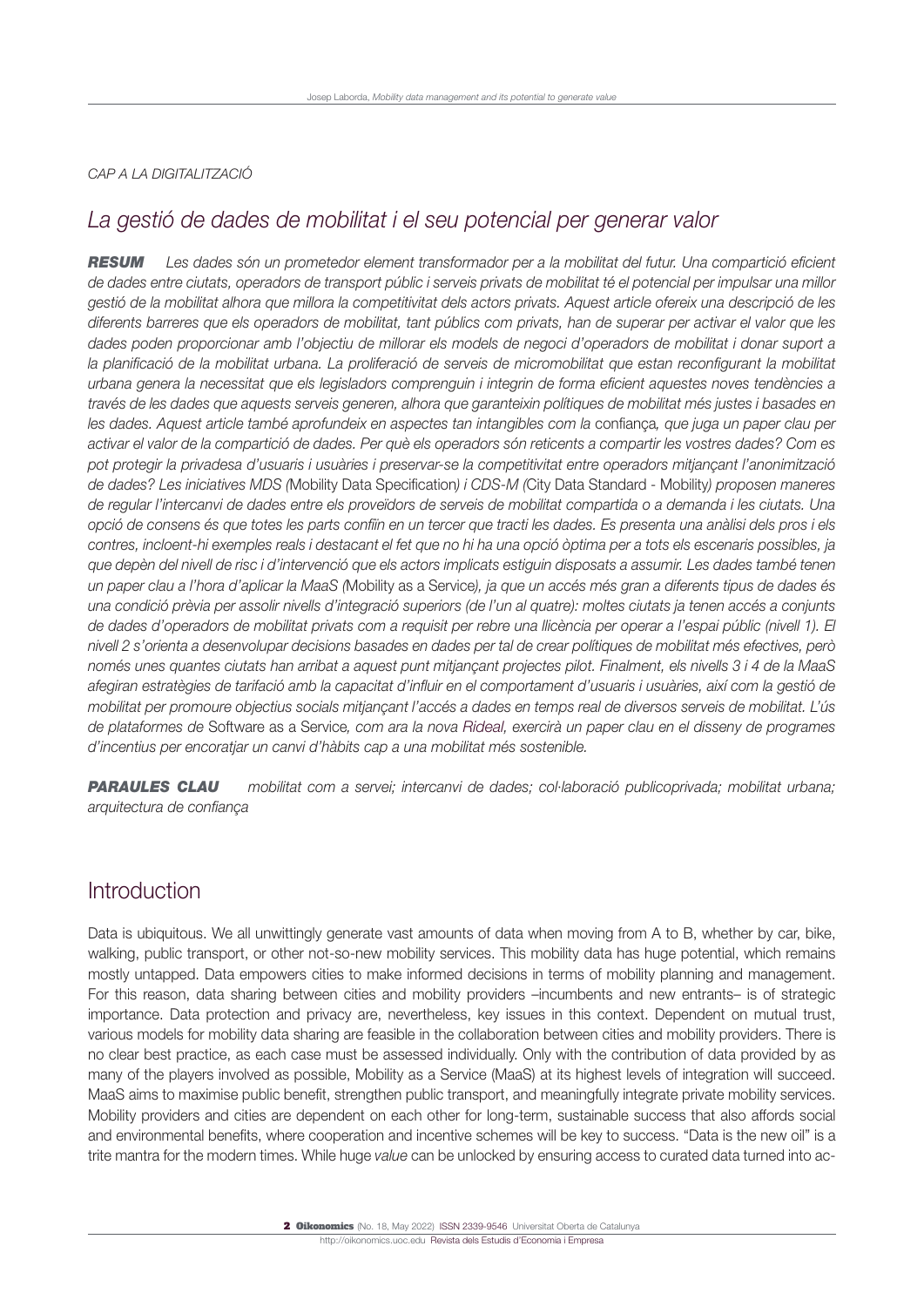*CAP A LA DIGITALITZACIÓ*

## *La gestió de dades de mobilitat i el seu potencial per generar valor*

***RESUM*** *Les dades són un prometedor element transformador per a la mobilitat del futur. Una compartició eficient de dades entre ciutats, operadors de transport públic i serveis privats de mobilitat té el potencial per impulsar una millor gestió de la mobilitat alhora que millora la competitivitat dels actors privats. Aquest article ofereix una descripció de les diferents barreres que els operadors de mobilitat, tant públics com privats, han de superar per activar el valor que les dades poden proporcionar amb l'objectiu de millorar els models de negoci d'operadors de mobilitat i donar suport a la planificació de la mobilitat urbana. La proliferació de serveis de micromobilitat que estan reconfigurant la mobilitat urbana genera la necessitat que els legisladors comprenguin i integrin de forma eficient aquestes noves tendències a través de les dades que aquests serveis generen, alhora que garanteixin polítiques de mobilitat més justes i basades en les dades. Aquest article també aprofundeix en aspectes tan intangibles com la* confiança*, que juga un paper clau per activar el valor de la compartició de dades. Per què els operadors són reticents a compartir les vostres dades? Com es pot protegir la privadesa d'usuaris i usuàries i preservar-se la competitivitat entre operadors mitjançant l'anonimització de dades? Les iniciatives MDS (*Mobility Data Specification*) i CDS-M (*City Data Standard - Mobility*) proposen maneres de regular l'intercanvi de dades entre els proveïdors de serveis de mobilitat compartida o a demanda i les ciutats. Una opció de consens és que totes les parts confiïn en un tercer que tracti les dades. Es presenta una anàlisi dels pros i els contres, incloent-hi exemples reals i destacant el fet que no hi ha una opció òptima per a tots els escenaris possibles, ja que depèn del nivell de risc i d'intervenció que els actors implicats estiguin disposats a assumir. Les dades també tenen un paper clau a l'hora d'aplicar la MaaS (*Mobility as a Service*), ja que un accés més gran a diferents tipus de dades és una condició prèvia per assolir nivells d'integració superiors (de l'un al quatre): moltes ciutats ja tenen accés a conjunts de dades d'operadors de mobilitat privats com a requisit per rebre una llicència per operar a l'espai públic (nivell 1). El nivell 2 s'orienta a desenvolupar decisions basades en dades per tal de crear polítiques de mobilitat més efectives, però només unes quantes ciutats han arribat a aquest punt mitjançant projectes pilot. Finalment, els nivells 3 i 4 de la MaaS afegiran estratègies de tarifació amb la capacitat d'influir en el comportament d'usuaris i usuàries, així com la gestió de mobilitat per promoure objectius socials mitjançant l'accés a dades en temps real de diversos serveis de mobilitat. L'ús de plataformes de* Software as a Service*, com ara la nova Rideal, exercirà un paper clau en el disseny de programes d'incentius per encoratjar un canvi d'hàbits cap a una mobilitat més sostenible.*

***PARAULES CLAU*** *mobilitat com a servei; intercanvi de dades; col·laboració publicoprivada; mobilitat urbana; arquitectura de confiança*

## Introduction

Data is ubiquitous. We all unwittingly generate vast amounts of data when moving from A to B, whether by car, bike, walking, public transport, or other not-so-new mobility services. This mobility data has huge potential, which remains mostly untapped. Data empowers cities to make informed decisions in terms of mobility planning and management. For this reason, data sharing between cities and mobility providers –incumbents and new entrants– is of strategic importance. Data protection and privacy are, nevertheless, key issues in this context. Dependent on mutual trust, various models for mobility data sharing are feasible in the collaboration between cities and mobility providers. There is no clear best practice, as each case must be assessed individually. Only with the contribution of data provided by as many of the players involved as possible, Mobility as a Service (MaaS) at its highest levels of integration will succeed. MaaS aims to maximise public benefit, strengthen public transport, and meaningfully integrate private mobility services. Mobility providers and cities are dependent on each other for long-term, sustainable success that also affords social and environmental benefits, where cooperation and incentive schemes will be key to success. "Data is the new oil" is a trite mantra for the modern times. While huge *value* can be unlocked by ensuring access to curated data turned into ac-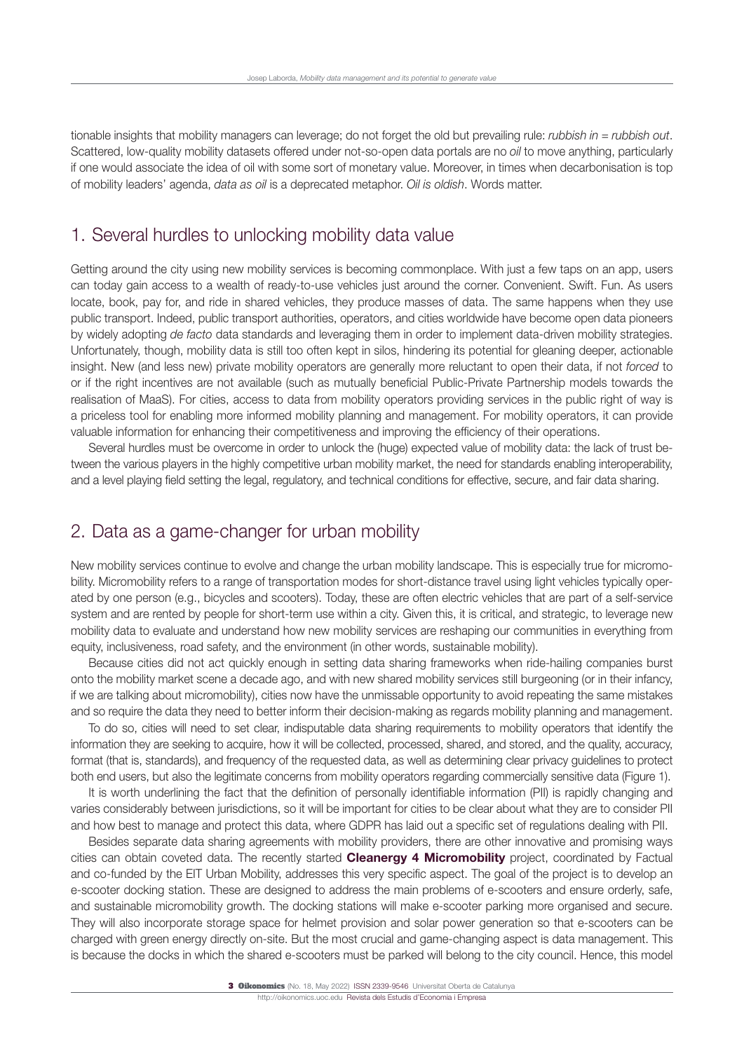tionable insights that mobility managers can leverage; do not forget the old but prevailing rule: *rubbish in = rubbish out*. Scattered, low-quality mobility datasets offered under not-so-open data portals are no *oil* to move anything, particularly if one would associate the idea of oil with some sort of monetary value. Moreover, in times when decarbonisation is top of mobility leaders' agenda, *data as oil* is a deprecated metaphor. *Oil is oldish*. Words matter.

## 1. Several hurdles to unlocking mobility data value

Getting around the city using new mobility services is becoming commonplace. With just a few taps on an app, users can today gain access to a wealth of ready-to-use vehicles just around the corner. Convenient. Swift. Fun. As users locate, book, pay for, and ride in shared vehicles, they produce masses of data. The same happens when they use public transport. Indeed, public transport authorities, operators, and cities worldwide have become open data pioneers by widely adopting *de facto* data standards and leveraging them in order to implement data-driven mobility strategies. Unfortunately, though, mobility data is still too often kept in silos, hindering its potential for gleaning deeper, actionable insight. New (and less new) private mobility operators are generally more reluctant to open their data, if not *forced* to or if the right incentives are not available (such as mutually beneficial Public-Private Partnership models towards the realisation of MaaS). For cities, access to data from mobility operators providing services in the public right of way is a priceless tool for enabling more informed mobility planning and management. For mobility operators, it can provide valuable information for enhancing their competitiveness and improving the efficiency of their operations.

Several hurdles must be overcome in order to unlock the (huge) expected value of mobility data: the lack of trust between the various players in the highly competitive urban mobility market, the need for standards enabling interoperability, and a level playing field setting the legal, regulatory, and technical conditions for effective, secure, and fair data sharing.

## 2. Data as a game-changer for urban mobility

New mobility services continue to evolve and change the urban mobility landscape. This is especially true for micromobility. Micromobility refers to a range of transportation modes for short-distance travel using light vehicles typically operated by one person (e.g., bicycles and scooters). Today, these are often electric vehicles that are part of a self-service system and are rented by people for short-term use within a city. Given this, it is critical, and strategic, to leverage new mobility data to evaluate and understand how new mobility services are reshaping our communities in everything from equity, inclusiveness, road safety, and the environment (in other words, sustainable mobility).

Because cities did not act quickly enough in setting data sharing frameworks when ride-hailing companies burst onto the mobility market scene a decade ago, and with new shared mobility services still burgeoning (or in their infancy, if we are talking about micromobility), cities now have the unmissable opportunity to avoid repeating the same mistakes and so require the data they need to better inform their decision-making as regards mobility planning and management.

To do so, cities will need to set clear, indisputable data sharing requirements to mobility operators that identify the information they are seeking to acquire, how it will be collected, processed, shared, and stored, and the quality, accuracy, format (that is, standards), and frequency of the requested data, as well as determining clear privacy guidelines to protect both end users, but also the legitimate concerns from mobility operators regarding commercially sensitive data (Figure 1).

It is worth underlining the fact that the definition of personally identifiable information (PII) is rapidly changing and varies considerably between jurisdictions, so it will be important for cities to be clear about what they are to consider PII and how best to manage and protect this data, where GDPR has laid out a specific set of regulations dealing with PII.

Besides separate data sharing agreements with mobility providers, there are other innovative and promising ways cities can obtain coveted data. The recently started **Cleanergy 4 Micromobility** project, coordinated by Factual and co-funded by the EIT Urban Mobility, addresses this very specific aspect. The goal of the project is to develop an e-scooter docking station. These are designed to address the main problems of e-scooters and ensure orderly, safe, and sustainable micromobility growth. The docking stations will make e-scooter parking more organised and secure. They will also incorporate storage space for helmet provision and solar power generation so that e-scooters can be charged with green energy directly on-site. But the most crucial and game-changing aspect is data management. This is because the docks in which the shared e-scooters must be parked will belong to the city council. Hence, this model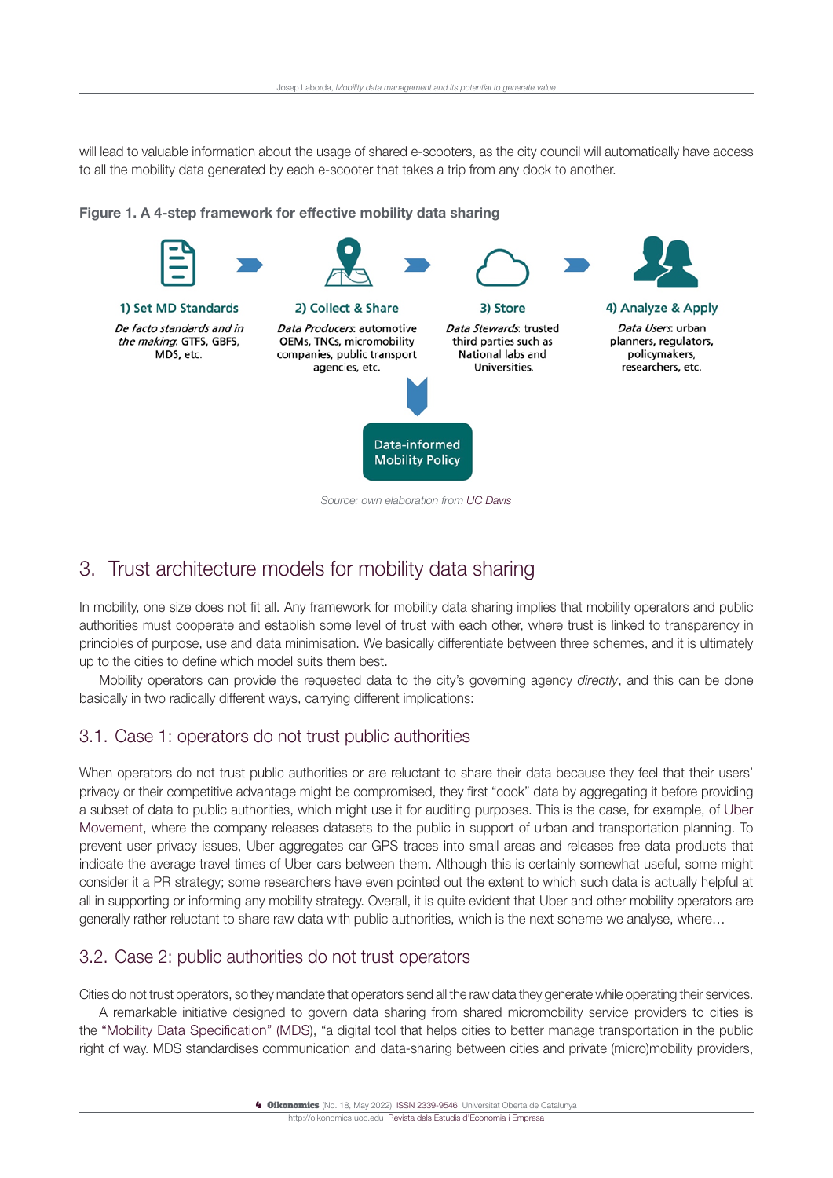will lead to valuable information about the usage of shared e-scooters, as the city council will automatically have access to all the mobility data generated by each e-scooter that takes a trip from any dock to another.

**Figure 1. A 4-step framework for effective mobility data sharing**

1) Set MD Standards

*De facto standards and in the making*: GTFS, GBFS, MDS, etc.

2) Collect & Share

*Data Producers*: automotive OEMs, TNCs, micromobility companies, public transport agencies, etc.

3) Store

*Data Stewards*: trusted third parties such as National labs and Universities.

4) Analyze & Apply

*Data Users*: urban planners, regulators, policymakers, researchers, etc.

Data-informed Mobility Policy

*Source: own elaboration from UC Davis*

## 3. Trust architecture models for mobility data sharing

In mobility, one size does not fit all. Any framework for mobility data sharing implies that mobility operators and public authorities must cooperate and establish some level of trust with each other, where trust is linked to transparency in principles of purpose, use and data minimisation. We basically differentiate between three schemes, and it is ultimately up to the cities to define which model suits them best.

Mobility operators can provide the requested data to the city's governing agency *directly*, and this can be done basically in two radically different ways, carrying different implications:

### 3.1. Case 1: operators do not trust public authorities

When operators do not trust public authorities or are reluctant to share their data because they feel that their users' privacy or their competitive advantage might be compromised, they first "cook" data by aggregating it before providing a subset of data to public authorities, which might use it for auditing purposes. This is the case, for example, of Uber Movement, where the company releases datasets to the public in support of urban and transportation planning. To prevent user privacy issues, Uber aggregates car GPS traces into small areas and releases free data products that indicate the average travel times of Uber cars between them. Although this is certainly somewhat useful, some might consider it a PR strategy; some researchers have even pointed out the extent to which such data is actually helpful at all in supporting or informing any mobility strategy. Overall, it is quite evident that Uber and other mobility operators are generally rather reluctant to share raw data with public authorities, which is the next scheme we analyse, where…

### 3.2. Case 2: public authorities do not trust operators

Cities do not trust operators, so they mandate that operators send all the raw data they generate while operating their services.

A remarkable initiative designed to govern data sharing from shared micromobility service providers to cities is the "Mobility Data Specification" (MDS), "a digital tool that helps cities to better manage transportation in the public right of way. MDS standardises communication and data-sharing between cities and private (micro)mobility providers,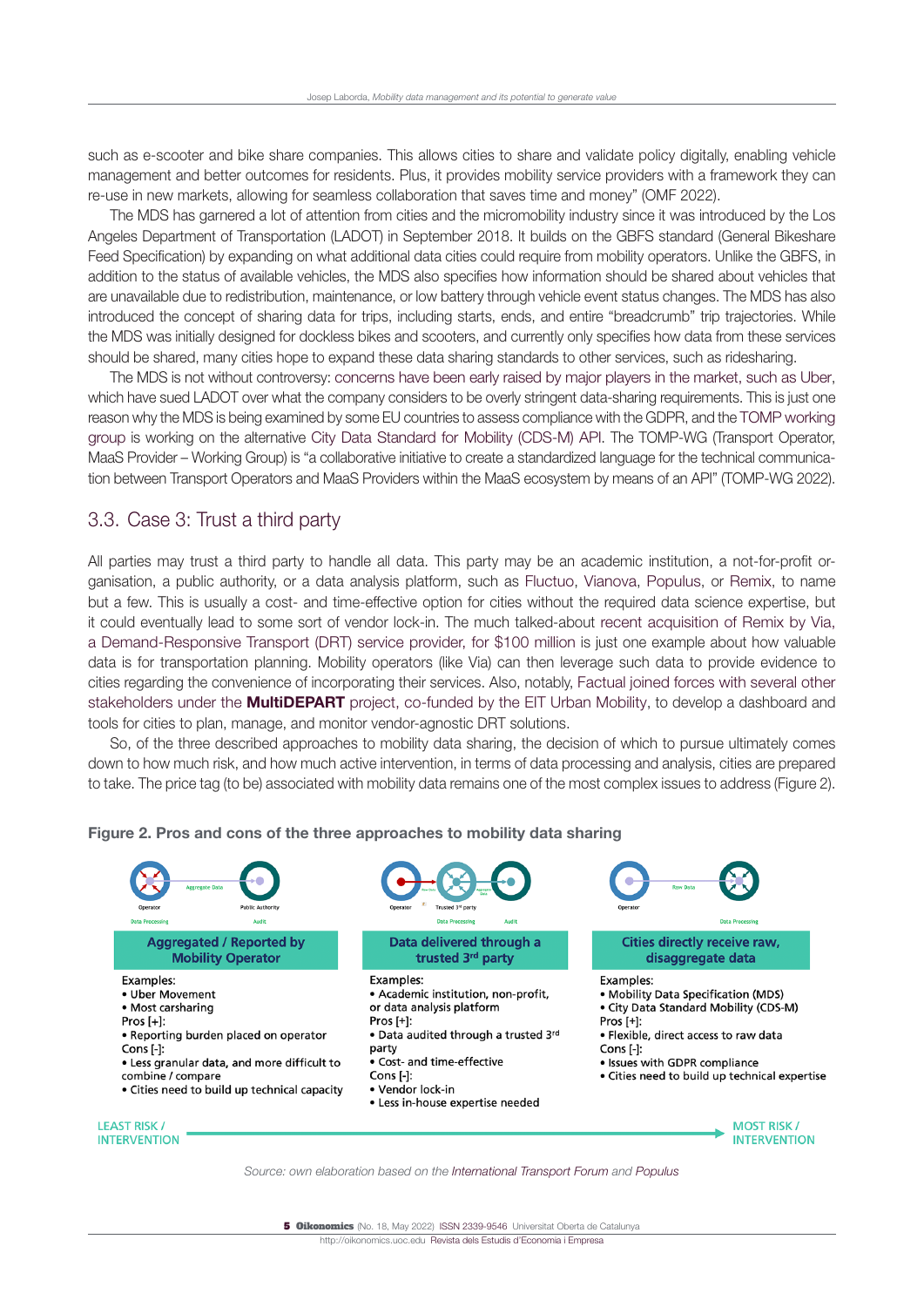such as e-scooter and bike share companies. This allows cities to share and validate policy digitally, enabling vehicle management and better outcomes for residents. Plus, it provides mobility service providers with a framework they can re-use in new markets, allowing for seamless collaboration that saves time and money" (OMF 2022).

The MDS has garnered a lot of attention from cities and the micromobility industry since it was introduced by the Los Angeles Department of Transportation (LADOT) in September 2018. It builds on the GBFS standard (General Bikeshare Feed Specification) by expanding on what additional data cities could require from mobility operators. Unlike the GBFS, in addition to the status of available vehicles, the MDS also specifies how information should be shared about vehicles that are unavailable due to redistribution, maintenance, or low battery through vehicle event status changes. The MDS has also introduced the concept of sharing data for trips, including starts, ends, and entire "breadcrumb" trip trajectories. While the MDS was initially designed for dockless bikes and scooters, and currently only specifies how data from these services should be shared, many cities hope to expand these data sharing standards to other services, such as ridesharing.

The MDS is not without controversy: concerns have been early raised by major players in the market, such as Uber, which have sued LADOT over what the company considers to be overly stringent data-sharing requirements. This is just one reason why the MDS is being examined by some EU countries to assess compliance with the GDPR, and the TOMP working group is working on the alternative City Data Standard for Mobility (CDS-M) API. The TOMP-WG (Transport Operator, MaaS Provider – Working Group) is "a collaborative initiative to create a standardized language for the technical communication between Transport Operators and MaaS Providers within the MaaS ecosystem by means of an API" (TOMP-WG 2022).

## 3.3. Case 3: Trust a third party

All parties may trust a third party to handle all data. This party may be an academic institution, a not-for-profit organisation, a public authority, or a data analysis platform, such as Fluctuo, Vianova, Populus, or Remix, to name but a few. This is usually a cost- and time-effective option for cities without the required data science expertise, but it could eventually lead to some sort of vendor lock-in. The much talked-about recent acquisition of Remix by Via, a Demand-Responsive Transport (DRT) service provider, for $100 million is just one example about how valuable data is for transportation planning. Mobility operators (like Via) can then leverage such data to provide evidence to cities regarding the convenience of incorporating their services. Also, notably, Factual joined forces with several other stakeholders under the **MultiDEPART** project, co-funded by the EIT Urban Mobility, to develop a dashboard and tools for cities to plan, manage, and monitor vendor-agnostic DRT solutions.

So, of the three described approaches to mobility data sharing, the decision of which to pursue ultimately comes down to how much risk, and how much active intervention, in terms of data processing and analysis, cities are prepared to take. The price tag (to be) associated with mobility data remains one of the most complex issues to address (Figure 2).

**Figure 2. Pros and cons of the three approaches to mobility data sharing**

| Aggregated / Reported by Mobility Operator | Data delivered through a trusted 3rd party | Cities directly receive raw, disaggregate data |
|---|---|---|
| Operator → Aggregate Data → Public Authority (Data Processing; Audit) | Operator → Raw Data → Trusted 3rd party → Aggregate Data (Data Processing; Audit) | Operator → Raw Data (Data Processing) |
| Examples:<br>• Uber Movement<br>• Most carsharing<br>Pros [+]:<br>• Reporting burden placed on operator<br>Cons [-]:<br>• Less granular data, and more difficult to combine / compare<br>• Cities need to build up technical capacity | Examples:<br>• Academic institution, non-profit, or data analysis platform<br>Pros [+]:<br>• Data audited through a trusted 3rd party<br>• Cost- and time-effective<br>Cons [-]:<br>• Vendor lock-in<br>• Less in-house expertise needed | Examples:<br>• Mobility Data Specification (MDS)<br>• City Data Standard Mobility (CDS-M)<br>Pros [+]:<br>• Flexible, direct access to raw data<br>Cons [-]:<br>• Issues with GDPR compliance<br>• Cities need to build up technical expertise |

LEAST RISK / INTERVENTION → MOST RISK / INTERVENTION

Source: own elaboration based on the *International Transport Forum* and *Populus*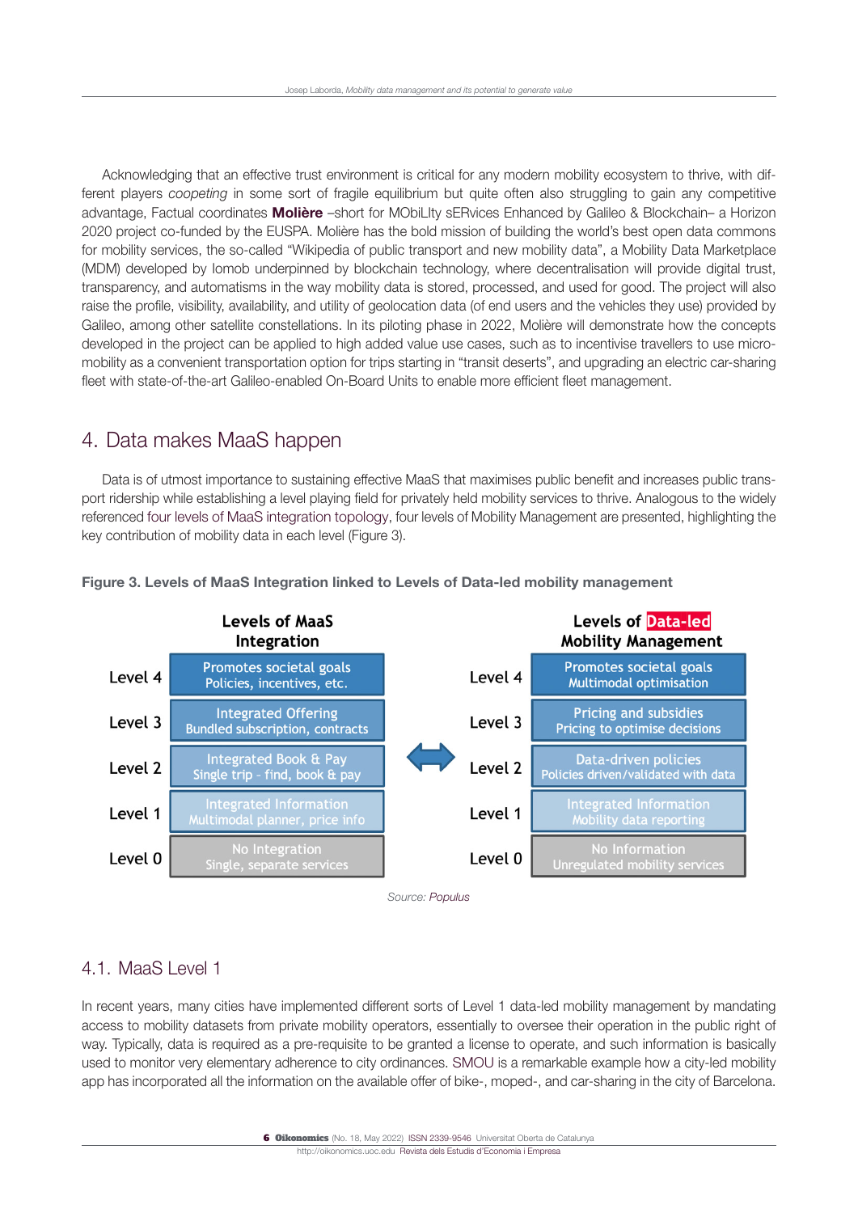Acknowledging that an effective trust environment is critical for any modern mobility ecosystem to thrive, with different players *coopeting* in some sort of fragile equilibrium but quite often also struggling to gain any competitive advantage, Factual coordinates **Molière** –short for MObiLIty sERvices Enhanced by Galileo & Blockchain– a Horizon 2020 project co-funded by the EUSPA. Molière has the bold mission of building the world's best open data commons for mobility services, the so-called "Wikipedia of public transport and new mobility data", a Mobility Data Marketplace (MDM) developed by Iomob underpinned by blockchain technology, where decentralisation will provide digital trust, transparency, and automatisms in the way mobility data is stored, processed, and used for good. The project will also raise the profile, visibility, availability, and utility of geolocation data (of end users and the vehicles they use) provided by Galileo, among other satellite constellations. In its piloting phase in 2022, Molière will demonstrate how the concepts developed in the project can be applied to high added value use cases, such as to incentivise travellers to use micro-mobility as a convenient transportation option for trips starting in "transit deserts", and upgrading an electric car-sharing fleet with state-of-the-art Galileo-enabled On-Board Units to enable more efficient fleet management.

## 4. Data makes MaaS happen

Data is of utmost importance to sustaining effective MaaS that maximises public benefit and increases public transport ridership while establishing a level playing field for privately held mobility services to thrive. Analogous to the widely referenced four levels of MaaS integration topology, four levels of Mobility Management are presented, highlighting the key contribution of mobility data in each level (Figure 3).

**Figure 3. Levels of MaaS Integration linked to Levels of Data-led mobility management**

| | Levels of MaaS Integration | | Levels of Data-led Mobility Management |
|---|---|---|---|
| Level 4 | Promotes societal goals<br>Policies, incentives, etc. | Level 4 | Promotes societal goals<br>Multimodal optimisation |
| Level 3 | Integrated Offering<br>Bundled subscription, contracts | Level 3 | Pricing and subsidies<br>Pricing to optimise decisions |
| Level 2 | Integrated Book & Pay<br>Single trip - find, book & pay | Level 2 | Data-driven policies<br>Policies driven/validated with data |
| Level 1 | Integrated Information<br>Multimodal planner, price info | Level 1 | Integrated Information<br>Mobility data reporting |
| Level 0 | No Integration<br>Single, separate services | Level 0 | No Information<br>Unregulated mobility services |

Source: *Populus*

### 4.1. MaaS Level 1

In recent years, many cities have implemented different sorts of Level 1 data-led mobility management by mandating access to mobility datasets from private mobility operators, essentially to oversee their operation in the public right of way. Typically, data is required as a pre-requisite to be granted a license to operate, and such information is basically used to monitor very elementary adherence to city ordinances. SMOU is a remarkable example how a city-led mobility app has incorporated all the information on the available offer of bike-, moped-, and car-sharing in the city of Barcelona.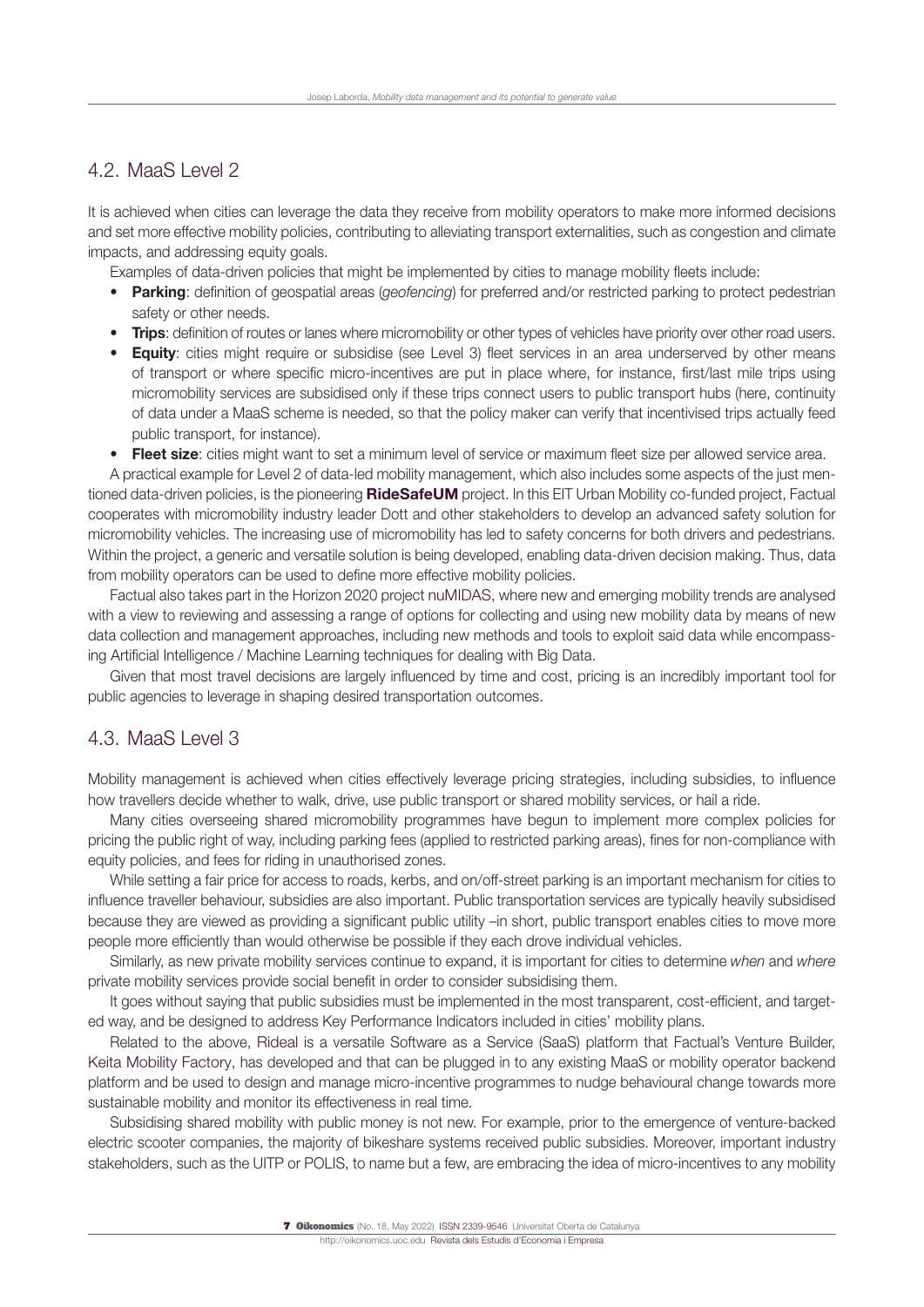## 4.2. MaaS Level 2

It is achieved when cities can leverage the data they receive from mobility operators to make more informed decisions and set more effective mobility policies, contributing to alleviating transport externalities, such as congestion and climate impacts, and addressing equity goals.

Examples of data-driven policies that might be implemented by cities to manage mobility fleets include:

- **Parking**: definition of geospatial areas (*geofencing*) for preferred and/or restricted parking to protect pedestrian safety or other needs.
- **Trips**: definition of routes or lanes where micromobility or other types of vehicles have priority over other road users.
- **Equity**: cities might require or subsidise (see Level 3) fleet services in an area underserved by other means of transport or where specific micro-incentives are put in place where, for instance, first/last mile trips using micromobility services are subsidised only if these trips connect users to public transport hubs (here, continuity of data under a MaaS scheme is needed, so that the policy maker can verify that incentivised trips actually feed public transport, for instance).
- **Fleet size**: cities might want to set a minimum level of service or maximum fleet size per allowed service area.

A practical example for Level 2 of data-led mobility management, which also includes some aspects of the just mentioned data-driven policies, is the pioneering **RideSafeUM** project. In this EIT Urban Mobility co-funded project, Factual cooperates with micromobility industry leader Dott and other stakeholders to develop an advanced safety solution for micromobility vehicles. The increasing use of micromobility has led to safety concerns for both drivers and pedestrians. Within the project, a generic and versatile solution is being developed, enabling data-driven decision making. Thus, data from mobility operators can be used to define more effective mobility policies.

Factual also takes part in the Horizon 2020 project nuMIDAS, where new and emerging mobility trends are analysed with a view to reviewing and assessing a range of options for collecting and using new mobility data by means of new data collection and management approaches, including new methods and tools to exploit said data while encompassing Artificial Intelligence / Machine Learning techniques for dealing with Big Data.

Given that most travel decisions are largely influenced by time and cost, pricing is an incredibly important tool for public agencies to leverage in shaping desired transportation outcomes.

## 4.3. MaaS Level 3

Mobility management is achieved when cities effectively leverage pricing strategies, including subsidies, to influence how travellers decide whether to walk, drive, use public transport or shared mobility services, or hail a ride.

Many cities overseeing shared micromobility programmes have begun to implement more complex policies for pricing the public right of way, including parking fees (applied to restricted parking areas), fines for non-compliance with equity policies, and fees for riding in unauthorised zones.

While setting a fair price for access to roads, kerbs, and on/off-street parking is an important mechanism for cities to influence traveller behaviour, subsidies are also important. Public transportation services are typically heavily subsidised because they are viewed as providing a significant public utility –in short, public transport enables cities to move more people more efficiently than would otherwise be possible if they each drove individual vehicles.

Similarly, as new private mobility services continue to expand, it is important for cities to determine *when* and *where* private mobility services provide social benefit in order to consider subsidising them.

It goes without saying that public subsidies must be implemented in the most transparent, cost-efficient, and targeted way, and be designed to address Key Performance Indicators included in cities' mobility plans.

Related to the above, Rideal is a versatile Software as a Service (SaaS) platform that Factual's Venture Builder, Keita Mobility Factory, has developed and that can be plugged in to any existing MaaS or mobility operator backend platform and be used to design and manage micro-incentive programmes to nudge behavioural change towards more sustainable mobility and monitor its effectiveness in real time.

Subsidising shared mobility with public money is not new. For example, prior to the emergence of venture-backed electric scooter companies, the majority of bikeshare systems received public subsidies. Moreover, important industry stakeholders, such as the UITP or POLIS, to name but a few, are embracing the idea of micro-incentives to any mobility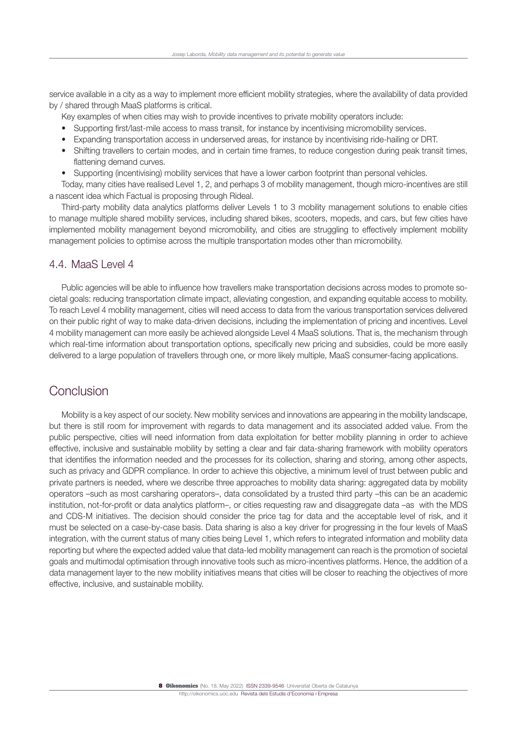service available in a city as a way to implement more efficient mobility strategies, where the availability of data provided by / shared through MaaS platforms is critical.

Key examples of when cities may wish to provide incentives to private mobility operators include:

- Supporting first/last-mile access to mass transit, for instance by incentivising micromobility services.
- Expanding transportation access in underserved areas, for instance by incentivising ride-hailing or DRT.
- Shifting travellers to certain modes, and in certain time frames, to reduce congestion during peak transit times, flattening demand curves.
- Supporting (incentivising) mobility services that have a lower carbon footprint than personal vehicles.

Today, many cities have realised Level 1, 2, and perhaps 3 of mobility management, though micro-incentives are still a nascent idea which Factual is proposing through Rideal.

Third-party mobility data analytics platforms deliver Levels 1 to 3 mobility management solutions to enable cities to manage multiple shared mobility services, including shared bikes, scooters, mopeds, and cars, but few cities have implemented mobility management beyond micromobility, and cities are struggling to effectively implement mobility management policies to optimise across the multiple transportation modes other than micromobility.

### 4.4. MaaS Level 4

Public agencies will be able to influence how travellers make transportation decisions across modes to promote societal goals: reducing transportation climate impact, alleviating congestion, and expanding equitable access to mobility. To reach Level 4 mobility management, cities will need access to data from the various transportation services delivered on their public right of way to make data-driven decisions, including the implementation of pricing and incentives. Level 4 mobility management can more easily be achieved alongside Level 4 MaaS solutions. That is, the mechanism through which real-time information about transportation options, specifically new pricing and subsidies, could be more easily delivered to a large population of travellers through one, or more likely multiple, MaaS consumer-facing applications.

## Conclusion

Mobility is a key aspect of our society. New mobility services and innovations are appearing in the mobility landscape, but there is still room for improvement with regards to data management and its associated added value. From the public perspective, cities will need information from data exploitation for better mobility planning in order to achieve effective, inclusive and sustainable mobility by setting a clear and fair data-sharing framework with mobility operators that identifies the information needed and the processes for its collection, sharing and storing, among other aspects, such as privacy and GDPR compliance. In order to achieve this objective, a minimum level of trust between public and private partners is needed, where we describe three approaches to mobility data sharing: aggregated data by mobility operators –such as most carsharing operators–, data consolidated by a trusted third party –this can be an academic institution, not-for-profit or data analytics platform–, or cities requesting raw and disaggregate data –as with the MDS and CDS-M initiatives. The decision should consider the price tag for data and the acceptable level of risk, and it must be selected on a case-by-case basis. Data sharing is also a key driver for progressing in the four levels of MaaS integration, with the current status of many cities being Level 1, which refers to integrated information and mobility data reporting but where the expected added value that data-led mobility management can reach is the promotion of societal goals and multimodal optimisation through innovative tools such as micro-incentives platforms. Hence, the addition of a data management layer to the new mobility initiatives means that cities will be closer to reaching the objectives of more effective, inclusive, and sustainable mobility.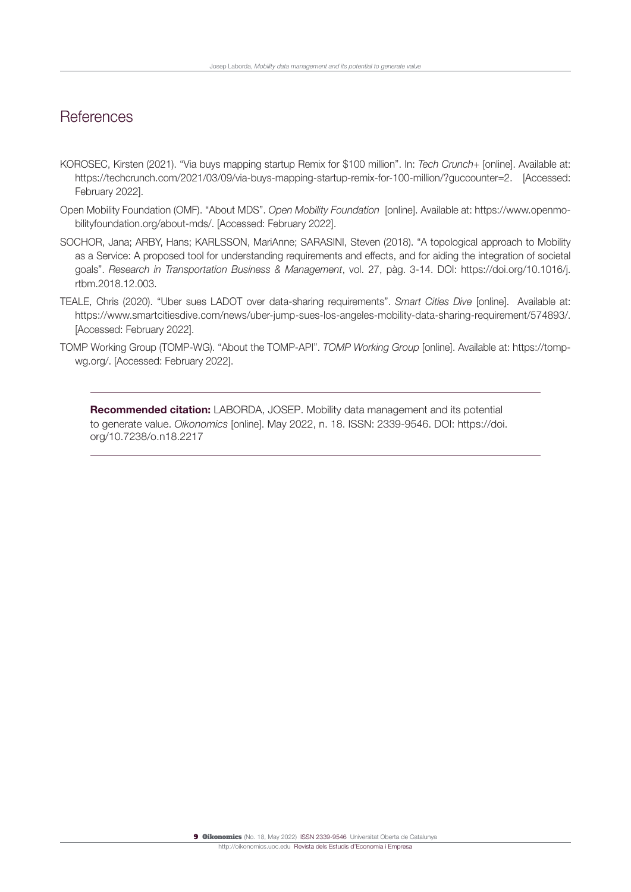## References

KOROSEC, Kirsten (2021). "Via buys mapping startup Remix for $100 million". In: *Tech Crunch+* [online]. Available at: https://techcrunch.com/2021/03/09/via-buys-mapping-startup-remix-for-100-million/?guccounter=2. [Accessed: February 2022].

Open Mobility Foundation (OMF). "About MDS". *Open Mobility Foundation* [online]. Available at: https://www.openmobilityfoundation.org/about-mds/. [Accessed: February 2022].

SOCHOR, Jana; ARBY, Hans; KARLSSON, MariAnne; SARASINI, Steven (2018). "A topological approach to Mobility as a Service: A proposed tool for understanding requirements and effects, and for aiding the integration of societal goals". *Research in Transportation Business & Management*, vol. 27, pàg. 3-14. DOI: https://doi.org/10.1016/j.rtbm.2018.12.003.

TEALE, Chris (2020). "Uber sues LADOT over data-sharing requirements". *Smart Cities Dive* [online]. Available at: https://www.smartcitiesdive.com/news/uber-jump-sues-los-angeles-mobility-data-sharing-requirement/574893/. [Accessed: February 2022].

TOMP Working Group (TOMP-WG). "About the TOMP-API". *TOMP Working Group* [online]. Available at: https://tomp-wg.org/. [Accessed: February 2022].

---

**Recommended citation:** LABORDA, JOSEP. Mobility data management and its potential to generate value. *Oikonomics* [online]. May 2022, n. 18. ISSN: 2339-9546. DOI: https://doi.org/10.7238/o.n18.2217

---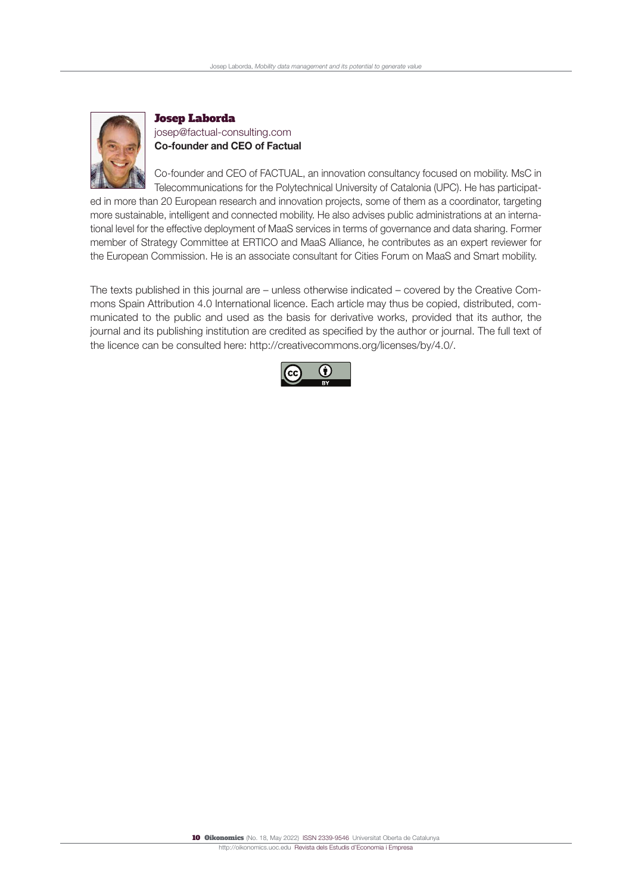**Josep Laborda**

josep@factual-consulting.com

**Co-founder and CEO of Factual**

Co-founder and CEO of FACTUAL, an innovation consultancy focused on mobility. MsC in Telecommunications for the Polytechnical University of Catalonia (UPC). He has participated in more than 20 European research and innovation projects, some of them as a coordinator, targeting more sustainable, intelligent and connected mobility. He also advises public administrations at an international level for the effective deployment of MaaS services in terms of governance and data sharing. Former member of Strategy Committee at ERTICO and MaaS Alliance, he contributes as an expert reviewer for the European Commission. He is an associate consultant for Cities Forum on MaaS and Smart mobility.

The texts published in this journal are – unless otherwise indicated – covered by the Creative Commons Spain Attribution 4.0 International licence. Each article may thus be copied, distributed, communicated to the public and used as the basis for derivative works, provided that its author, the journal and its publishing institution are credited as specified by the author or journal. The full text of the licence can be consulted here: http://creativecommons.org/licenses/by/4.0/.